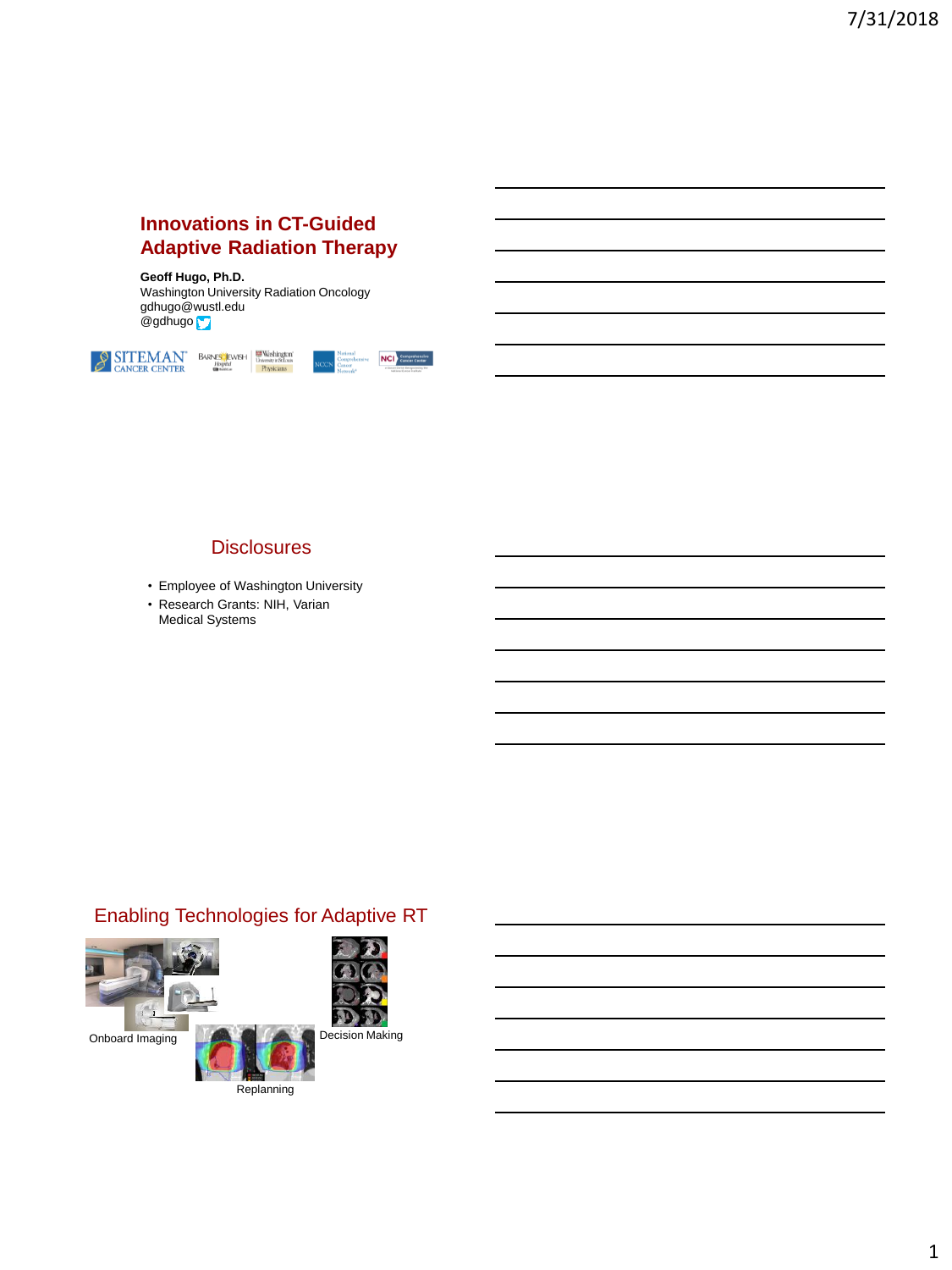# Innovations in CT-Guided Adaptive Radiation Therapy

**Geoff Hugo, Ph.D.**
Washington University Radiation Oncology
gdhugo@wustl.edu
@gdhugo

## Disclosures

- Employee of Washington University
- Research Grants: NIH, Varian Medical Systems

## Enabling Technologies for Adaptive RT

Onboard Imaging

Decision Making

Replanning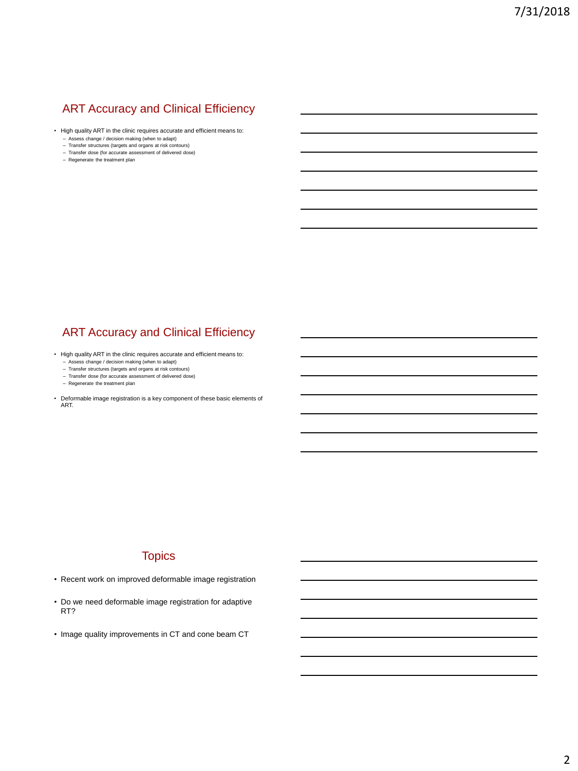## ART Accuracy and Clinical Efficiency

- High quality ART in the clinic requires accurate and efficient means to:
  - Assess change / decision making (when to adapt)
  - Transfer structures (targets and organs at risk contours)
  - Transfer dose (for accurate assessment of delivered dose)
  - Regenerate the treatment plan

## ART Accuracy and Clinical Efficiency

- High quality ART in the clinic requires accurate and efficient means to:
  - Assess change / decision making (when to adapt)
  - Transfer structures (targets and organs at risk contours)
  - Transfer dose (for accurate assessment of delivered dose)
  - Regenerate the treatment plan
- Deformable image registration is a key component of these basic elements of ART.

## Topics

- Recent work on improved deformable image registration
- Do we need deformable image registration for adaptive RT?
- Image quality improvements in CT and cone beam CT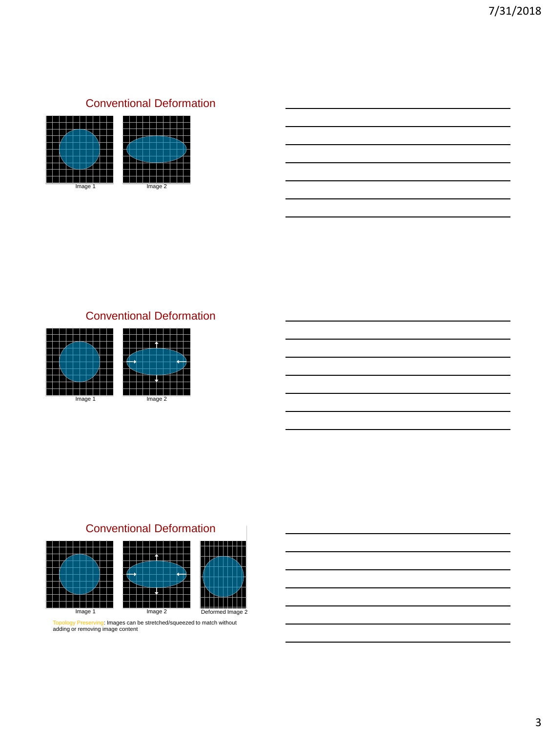## Conventional Deformation

Image 1 Image 2

## Conventional Deformation

Image 1 Image 2

## Conventional Deformation

Image 1 Image 2 Deformed Image 2

Topology Preserving: Images can be stretched/squeezed to match without adding or removing image content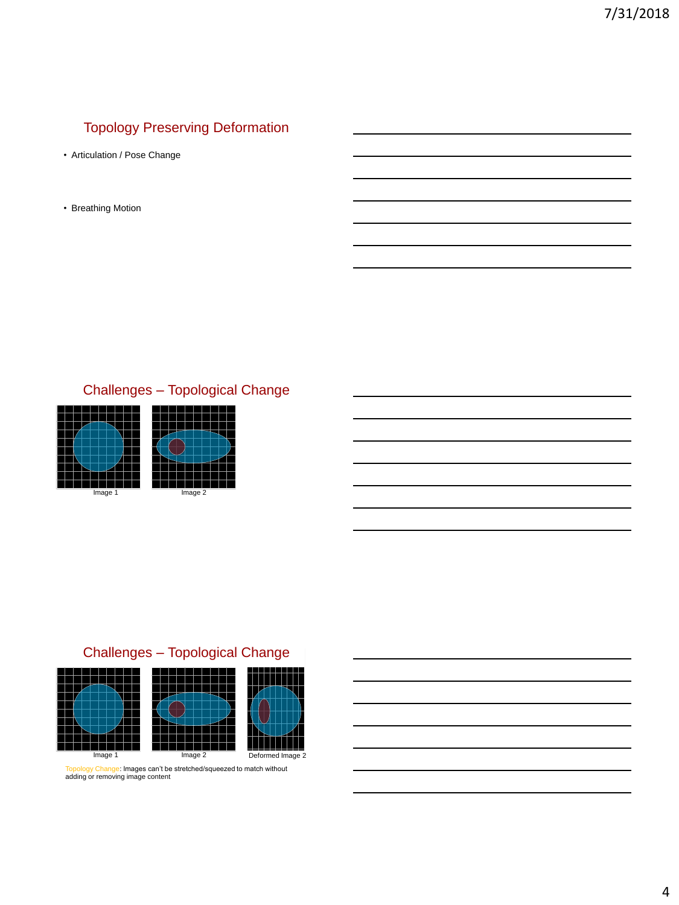## Topology Preserving Deformation

- Articulation / Pose Change
- Breathing Motion

## Challenges – Topological Change

Image 1 Image 2

## Challenges – Topological Change

Image 1 Image 2 Deformed Image 2

Topology Change: Images can't be stretched/squeezed to match without adding or removing image content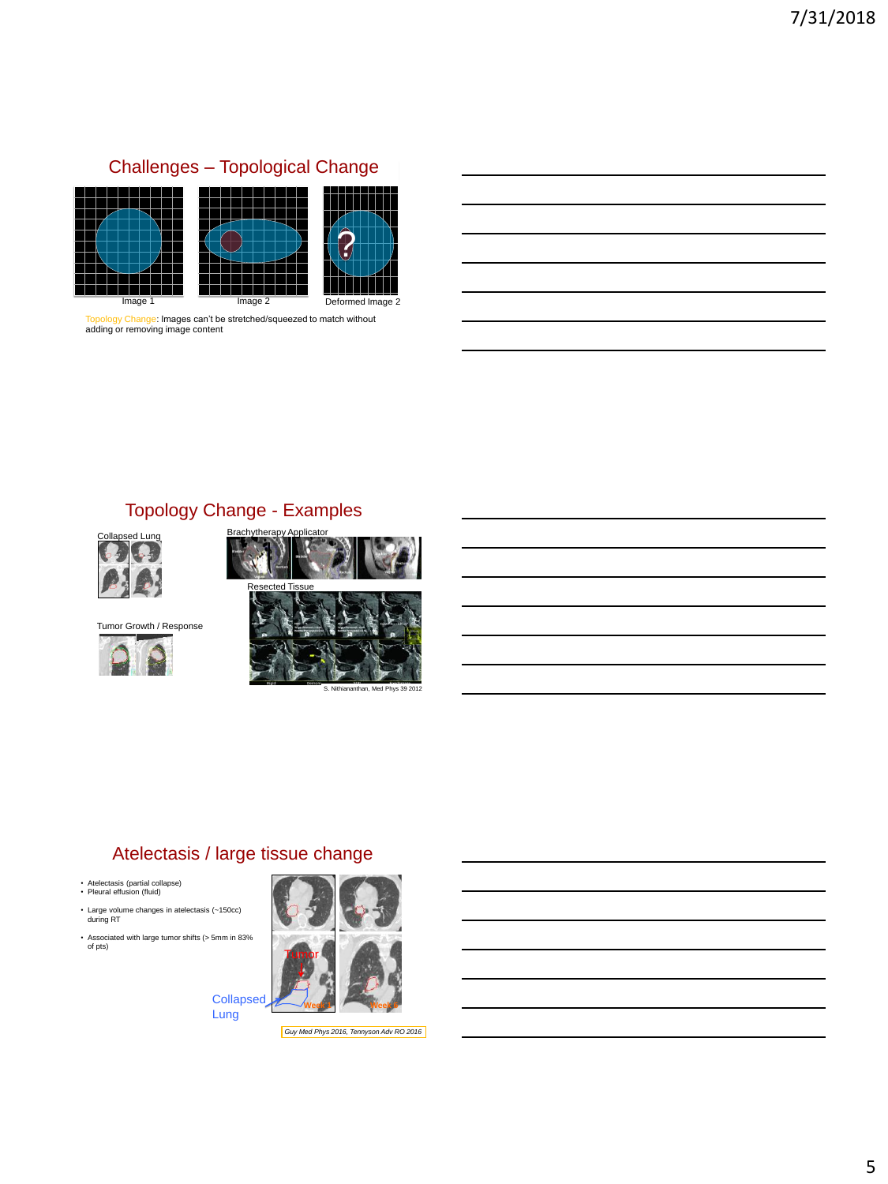## Challenges – Topological Change

Image 1

Image 2

Deformed Image 2

Topology Change: Images can't be stretched/squeezed to match without adding or removing image content

## Topology Change - Examples

Collapsed Lung

Brachytherapy Applicator

Resected Tissue

Tumor Growth / Response

S. Nithiananthan, Med Phys 39 2012

## Atelectasis / large tissue change

- Atelectasis (partial collapse)
- Pleural effusion (fluid)
- Large volume changes in atelectasis (~150cc) during RT
- Associated with large tumor shifts (> 5mm in 83% of pts)

Collapsed Lung

Tumor

Week 1

Week 5

*Guy Med Phys 2016, Tennyson Adv RO 2016*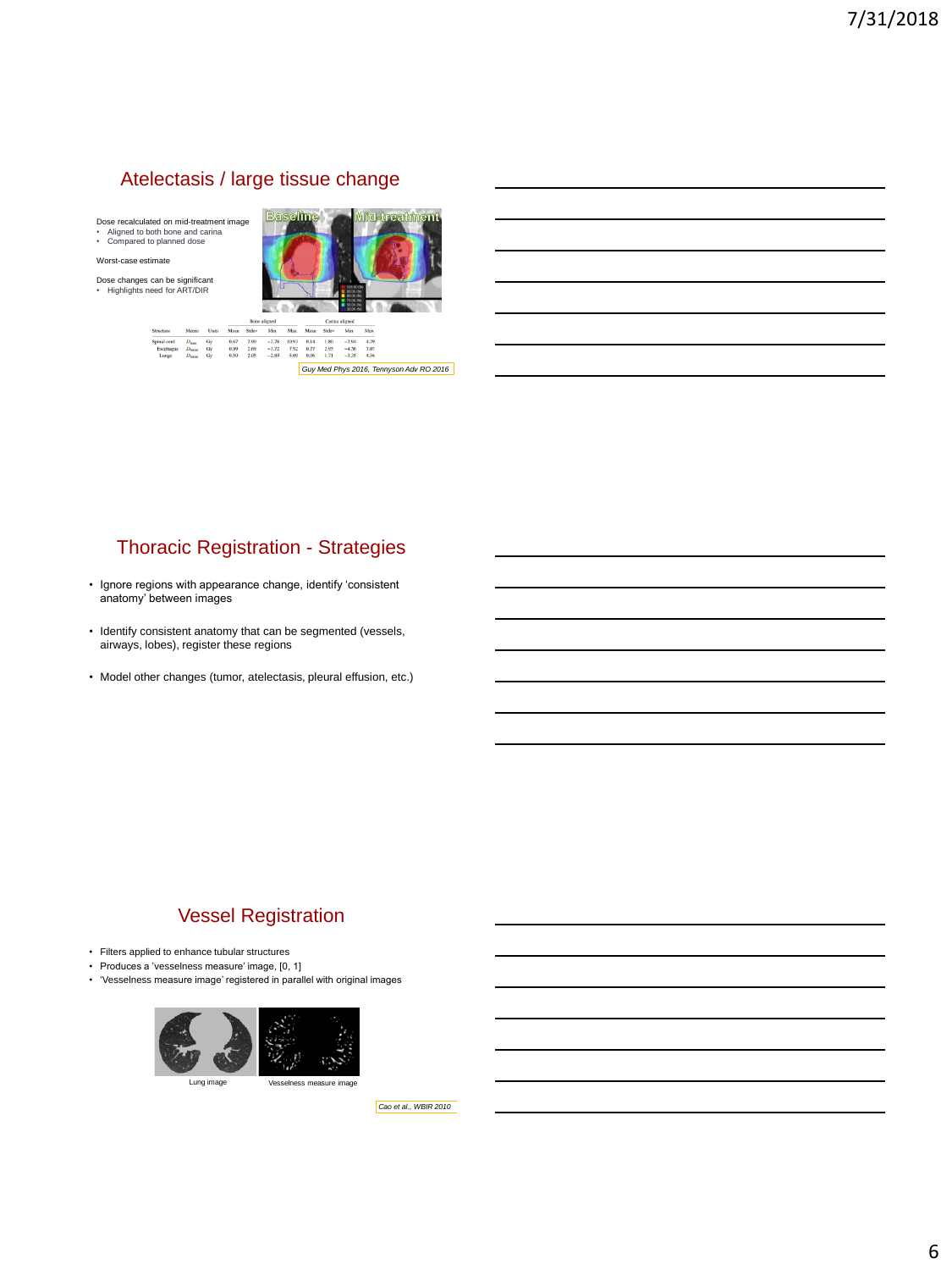## Atelectasis / large tissue change

Dose recalculated on mid-treatment image
- Aligned to both bone and carina
- Compared to planned dose

Worst-case estimate

Dose changes can be significant
- Highlights need for ART/DIR

| Structure | Metric | Units | Bone aligned | | | | Carina aligned | | | |
|---|---|---|---|---|---|---|---|---|---|---|
| | | | Mean | Stdev | Min | Max | Mean | Stdev | Min | Max |
| Spinal cord | $D_{max}$ | Gy | 0.67 | 2.90 | −2.78 | 10.93 | 0.14 | 1.80 | −2.94 | 4.29 |
| Esophagus | $D_{mean}$ | Gy | 0.99 | 2.89 | −3.72 | 7.92 | 0.77 | 2.95 | −4.56 | 7.07 |
| Lungs | $D_{mean}$ | Gy | 0.50 | 2.05 | −2.89 | 5.69 | 0.06 | 1.71 | −3.25 | 4.56 |

*Guy Med Phys 2016, Tennyson Adv RO 2016*

## Thoracic Registration - Strategies

- Ignore regions with appearance change, identify 'consistent anatomy' between images
- Identify consistent anatomy that can be segmented (vessels, airways, lobes), register these regions
- Model other changes (tumor, atelectasis, pleural effusion, etc.)

## Vessel Registration

- Filters applied to enhance tubular structures
- Produces a 'vesselness measure' image, [0, 1]
- 'Vesselness measure image' registered in parallel with original images

Lung image | Vesselness measure image

*Cao et al., WBIR 2010*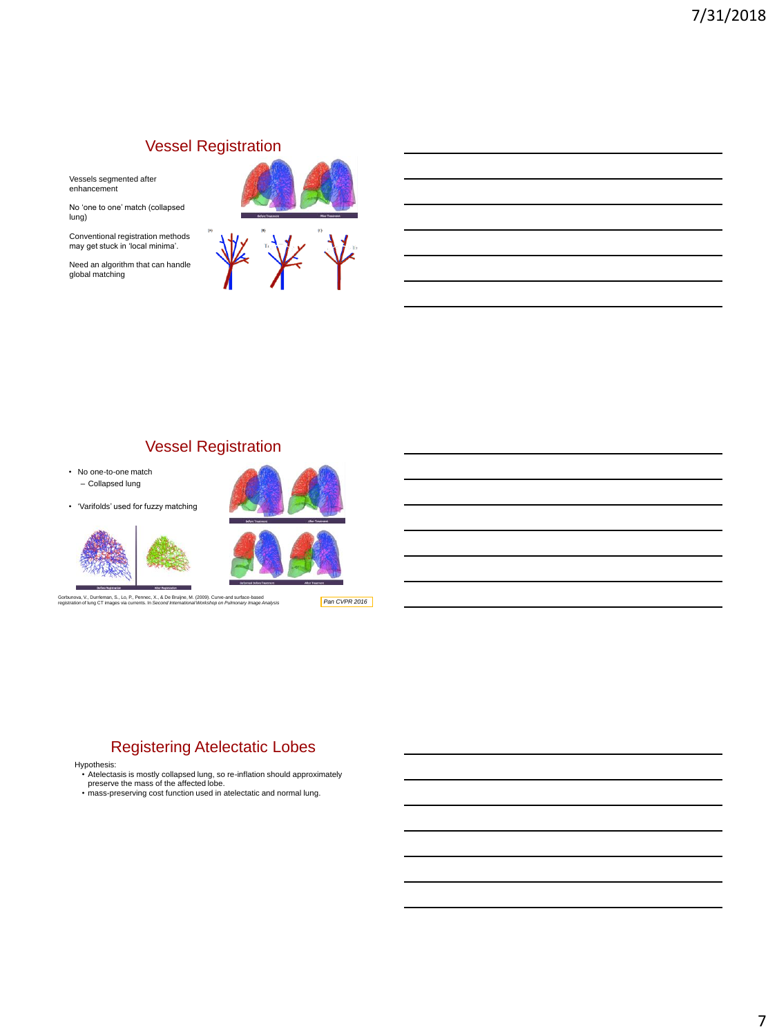## Vessel Registration

Vessels segmented after enhancement

No 'one to one' match (collapsed lung)

Conventional registration methods may get stuck in 'local minima'.

Need an algorithm that can handle global matching

## Vessel Registration

- No one-to-one match
  - Collapsed lung
- 'Varifolds' used for fuzzy matching

Gorbunova, V., Durrleman, S., Lo, P., Pennec, X., & De Bruijne, M. (2009). Curve-and surface-based registration of lung CT images via currents. In *Second International Workshop on Pulmonary Image Analysis*

*Pan CVPR 2016*

## Registering Atelectatic Lobes

Hypothesis:

- Atelectasis is mostly collapsed lung, so re-inflation should approximately preserve the mass of the affected lobe.
- mass-preserving cost function used in atelectatic and normal lung.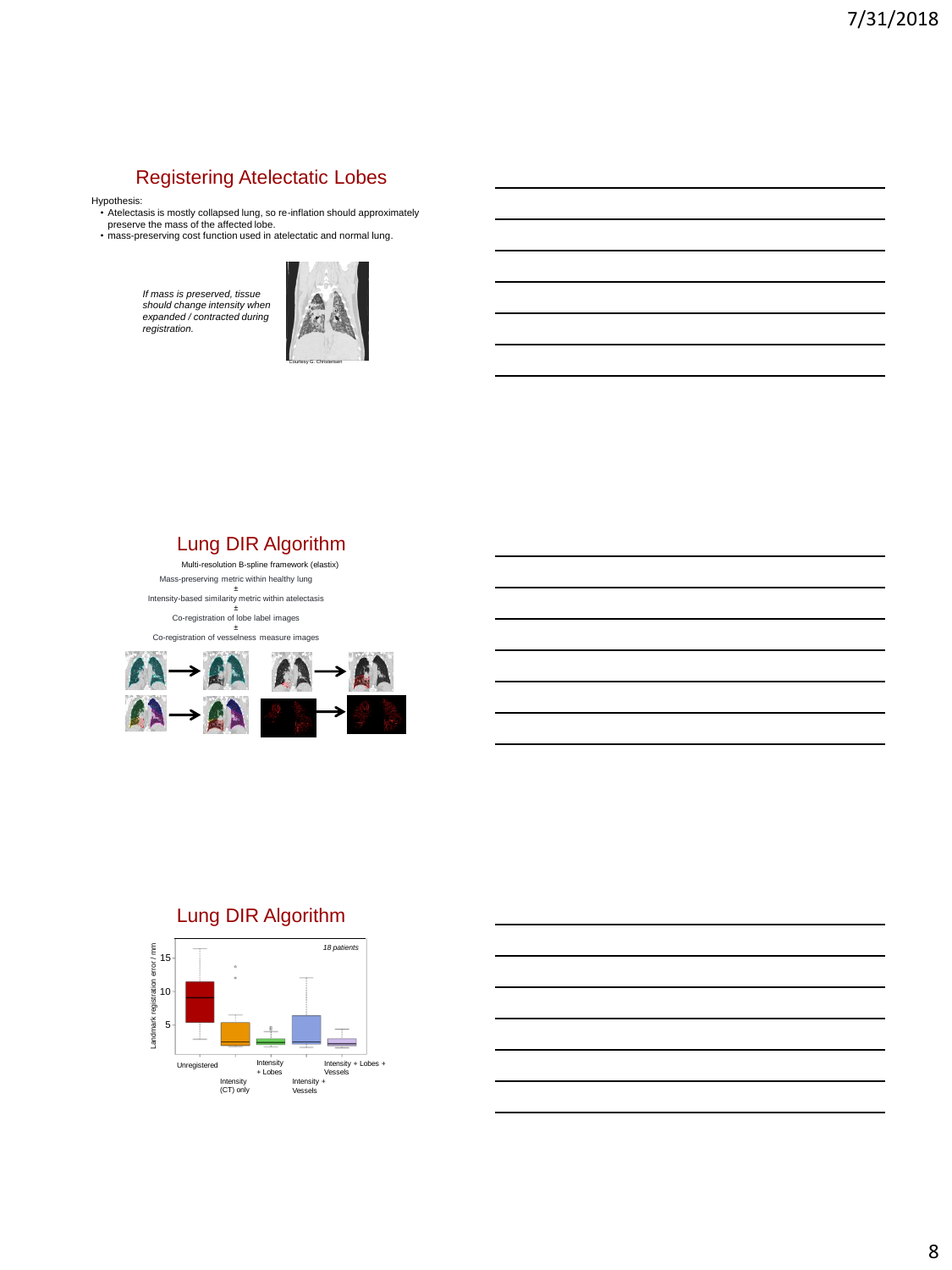## Registering Atelectatic Lobes

Hypothesis:

- Atelectasis is mostly collapsed lung, so re-inflation should approximately preserve the mass of the affected lobe.
- mass-preserving cost function used in atelectatic and normal lung.

*If mass is preserved, tissue should change intensity when expanded / contracted during registration.*

Courtesy G. Christensen

## Lung DIR Algorithm

Multi-resolution B-spline framework (elastix)

Mass-preserving metric within healthy lung

±

Intensity-based similarity metric within atelectasis

±

Co-registration of lobe label images

±

Co-registration of vesselness measure images

## Lung DIR Algorithm

*18 patients*

Landmark registration error / mm

Unregistered | Intensity (CT) only | Intensity + Lobes | Intensity + Vessels | Intensity + Lobes + Vessels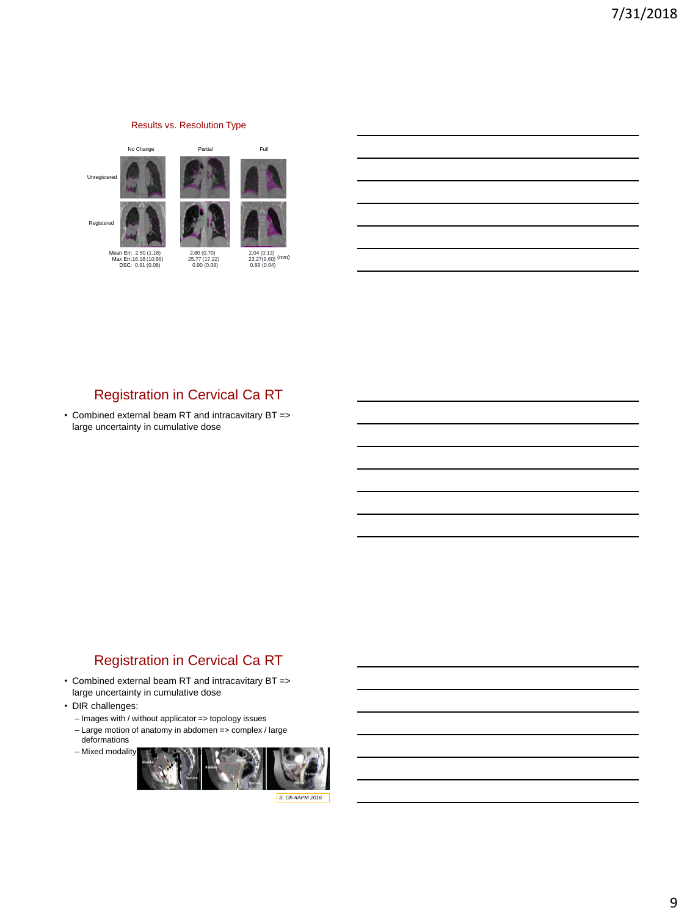## Results vs. Resolution Type

| | No Change | Partial | Full | |
|---|---|---|---|---|
| Mean Err: | 2.50 (1.16) | 2.80 (0.70) | 2.04 (0.13) | (mm) |
| Max Err: | 16.18 (10.86) | 25.77 (17.22) | 23.27(9.60) | |
| DSC: | 0.91 (0.08) | 0.90 (0.08) | 0.89 (0.04) | |

## Registration in Cervical Ca RT

- Combined external beam RT and intracavitary BT => large uncertainty in cumulative dose

## Registration in Cervical Ca RT

- Combined external beam RT and intracavitary BT => large uncertainty in cumulative dose
- DIR challenges:
  - Images with / without applicator => topology issues
  - Large motion of anatomy in abdomen => complex / large deformations
  - Mixed modality

*S. Oh AAPM 2016*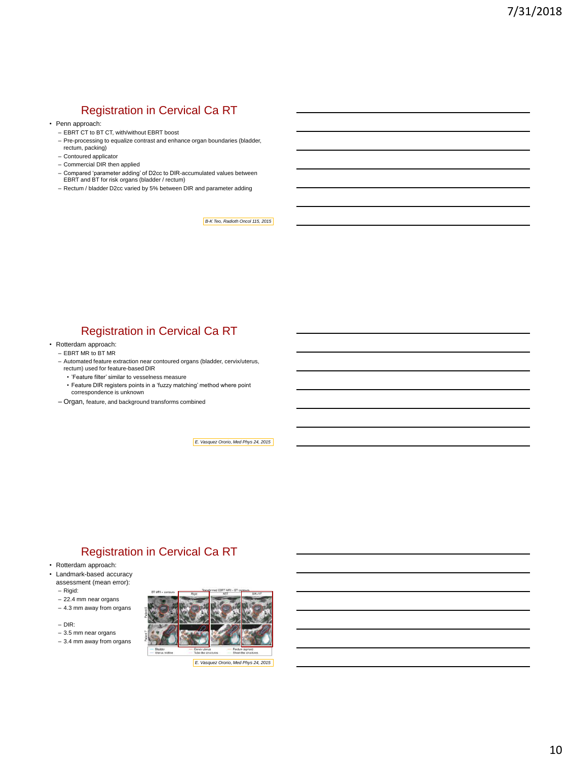## Registration in Cervical Ca RT

- Penn approach:
  - EBRT CT to BT CT, with/without EBRT boost
  - Pre-processing to equalize contrast and enhance organ boundaries (bladder, rectum, packing)
  - Contoured applicator
  - Commercial DIR then applied
  - Compared 'parameter adding' of D2cc to DIR-accumulated values between EBRT and BT for risk organs (bladder / rectum)
  - Rectum / bladder D2cc varied by 5% between DIR and parameter adding

*B-K Teo, Radioth Oncol 115, 2015*

## Registration in Cervical Ca RT

- Rotterdam approach:
  - EBRT MR to BT MR
  - Automated feature extraction near contoured organs (bladder, cervix/uterus, rectum) used for feature-based DIR
    - 'Feature filter' similar to vesselness measure
    - Feature DIR registers points in a 'fuzzy matching' method where point correspondence is unknown
  - Organ, feature, and background transforms combined

*E. Vasquez Ororio, Med Phys 24, 2015*

## Registration in Cervical Ca RT

- Rotterdam approach:
- Landmark-based accuracy assessment (mean error):
  - Rigid:
  - 22.4 mm near organs
  - 4.3 mm away from organs
  - DIR:
  - 3.5 mm near organs
  - 3.4 mm away from organs

*E. Vasquez Ororio, Med Phys 24, 2015*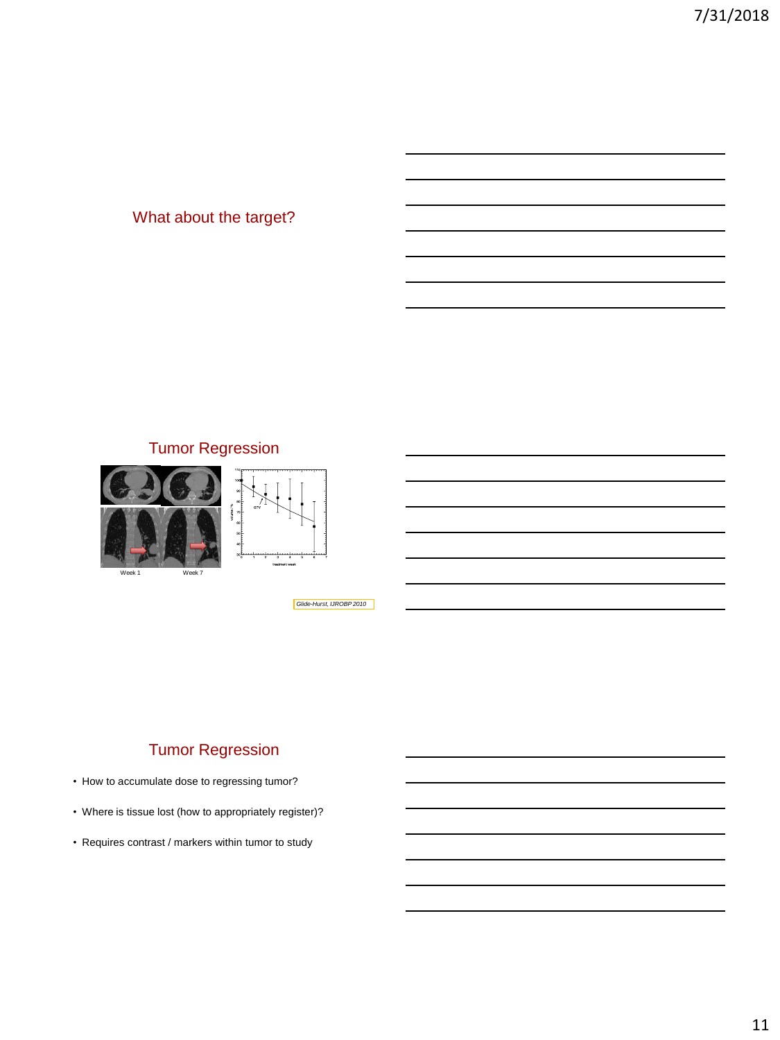## What about the target?

## Tumor Regression

Week 1 Week 7

*Glide-Hurst, IJROBP 2010*

## Tumor Regression

- How to accumulate dose to regressing tumor?
- Where is tissue lost (how to appropriately register)?
- Requires contrast / markers within tumor to study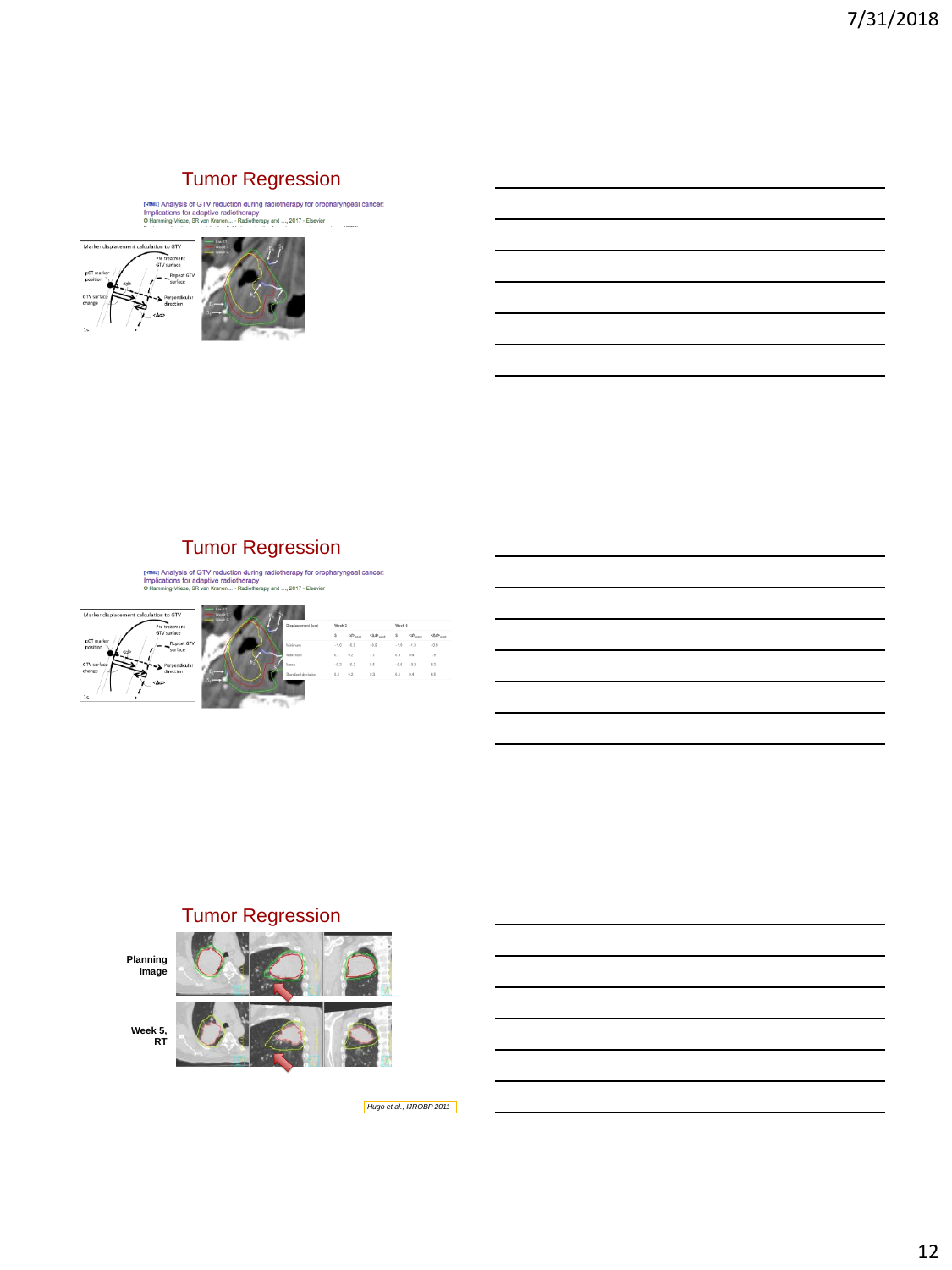## Tumor Regression

[HTML] Analysis of GTV reduction during radiotherapy for oropharyngeal cancer: Implications for adaptive radiotherapy
O Hamming-Vrieze, SR van Kranen... - Radiotherapy and ..., 2017 - Elsevier

Marker displacement calculation to GTV

Pre treatment GTV surface

pCT marker position

Repeat GTV surface

GTV surface change

Perpendicular direction

## Tumor Regression

[HTML] Analysis of GTV reduction during radiotherapy for oropharyngeal cancer: Implications for adaptive radiotherapy
O Hamming-Vrieze, SR van Kranen... - Radiotherapy and ..., 2017 - Elsevier

Marker displacement calculation to GTV

Pre treatment GTV surface

pCT marker position

Repeat GTV surface

GTV surface change

Perpendicular direction

## Tumor Regression

Planning Image

Week 5, RT

*Hugo et al., IJROBP 2011*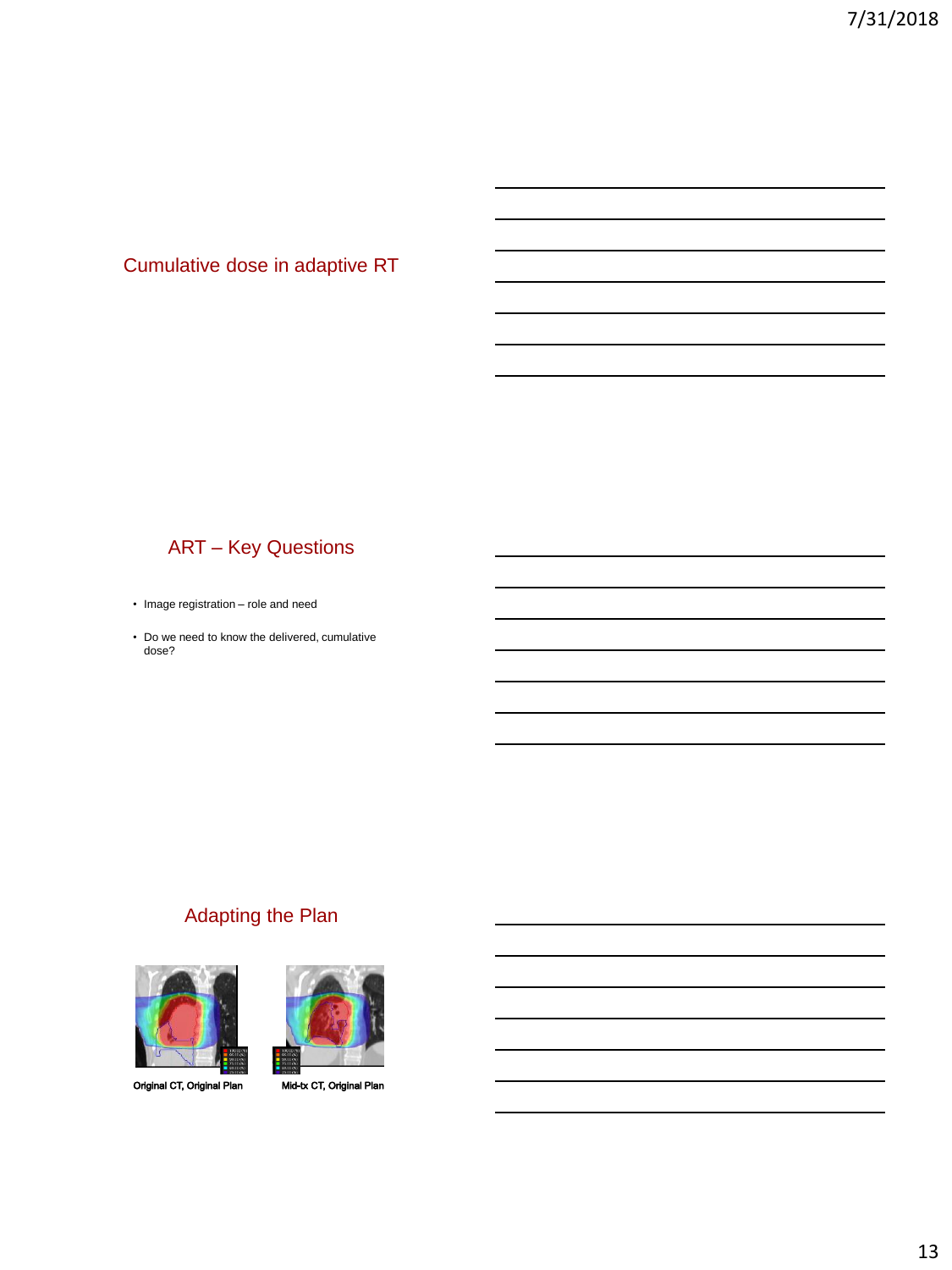## Cumulative dose in adaptive RT

## ART – Key Questions

- Image registration – role and need
- Do we need to know the delivered, cumulative dose?

## Adapting the Plan

Original CT, Original Plan

Mid-tx CT, Original Plan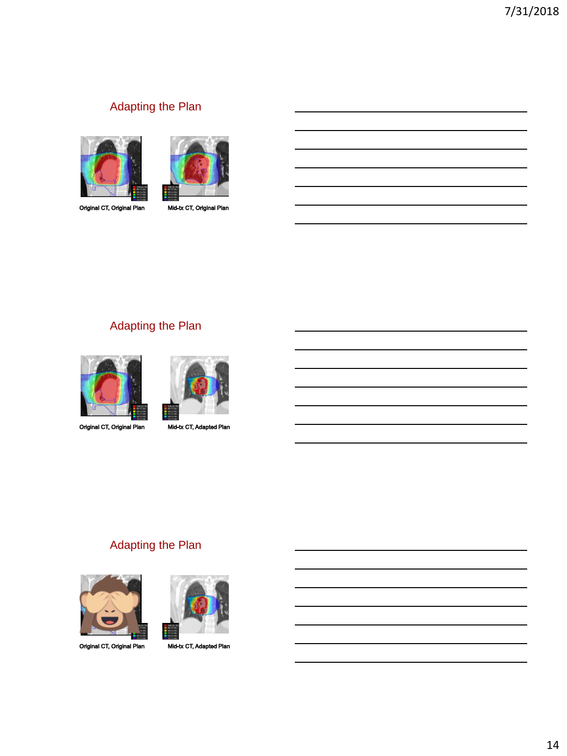## Adapting the Plan

Original CT, Original Plan

Mid-tx CT, Original Plan

## Adapting the Plan

Original CT, Original Plan

Mid-tx CT, Adapted Plan

## Adapting the Plan

Original CT, Original Plan

Mid-tx CT, Adapted Plan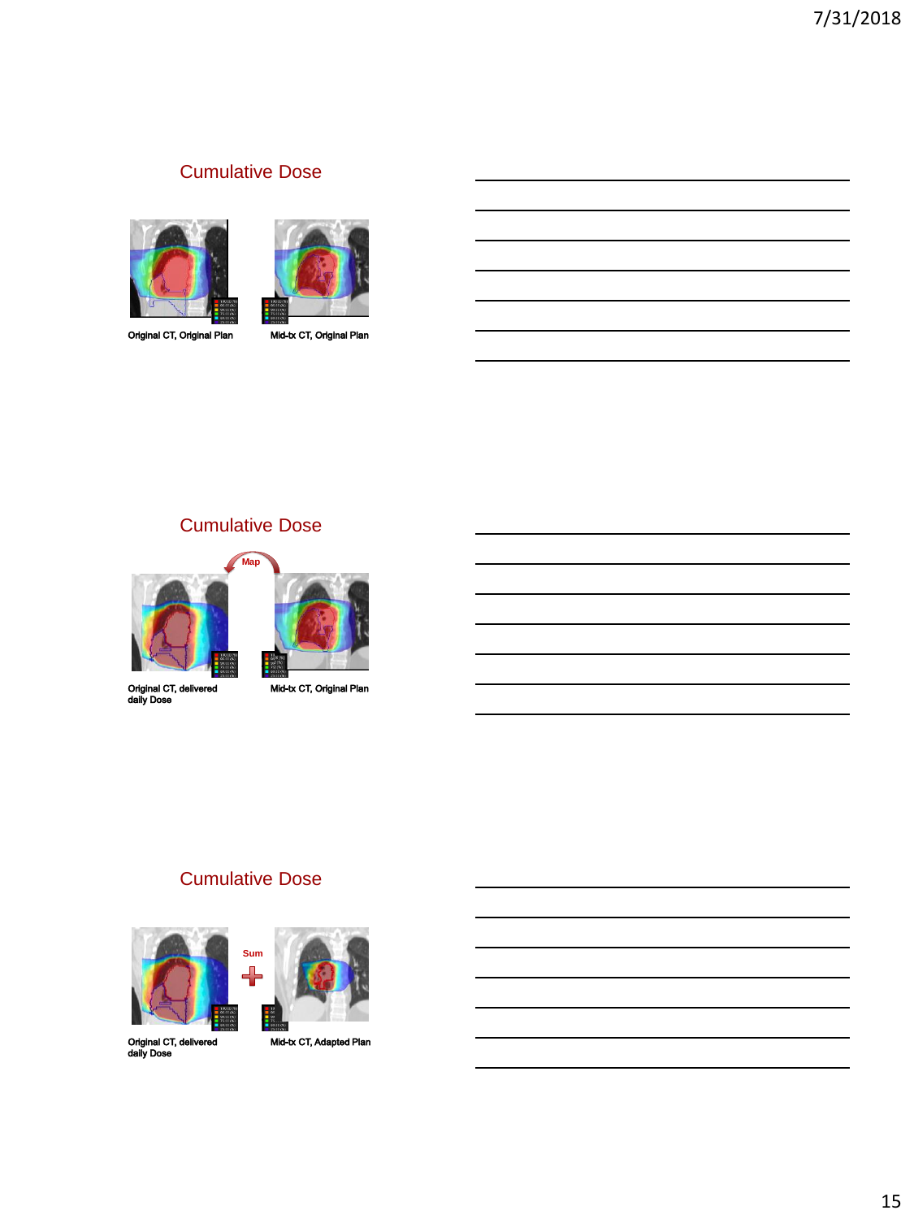## Cumulative Dose

Original CT, Original Plan

Mid-tx CT, Original Plan

## Cumulative Dose

Map

Original CT, delivered daily Dose

Mid-tx CT, Original Plan

## Cumulative Dose

Sum

Original CT, delivered daily Dose

Mid-tx CT, Adapted Plan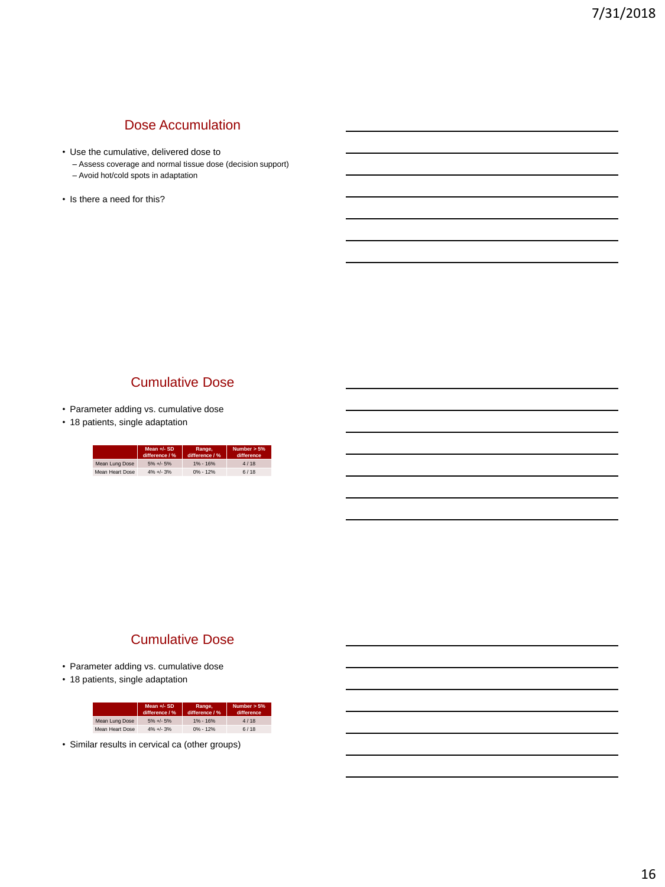## Dose Accumulation

- Use the cumulative, delivered dose to
  - Assess coverage and normal tissue dose (decision support)
  - Avoid hot/cold spots in adaptation
- Is there a need for this?

## Cumulative Dose

- Parameter adding vs. cumulative dose
- 18 patients, single adaptation

| | Mean +/- SD difference / % | Range, difference / % | Number > 5% difference |
|---|---|---|---|
| Mean Lung Dose | 5% +/- 5% | 1% - 16% | 4 / 18 |
| Mean Heart Dose | 4% +/- 3% | 0% - 12% | 6 / 18 |

## Cumulative Dose

- Parameter adding vs. cumulative dose
- 18 patients, single adaptation

| | Mean +/- SD difference / % | Range, difference / % | Number > 5% difference |
|---|---|---|---|
| Mean Lung Dose | 5% +/- 5% | 1% - 16% | 4 / 18 |
| Mean Heart Dose | 4% +/- 3% | 0% - 12% | 6 / 18 |

- Similar results in cervical ca (other groups)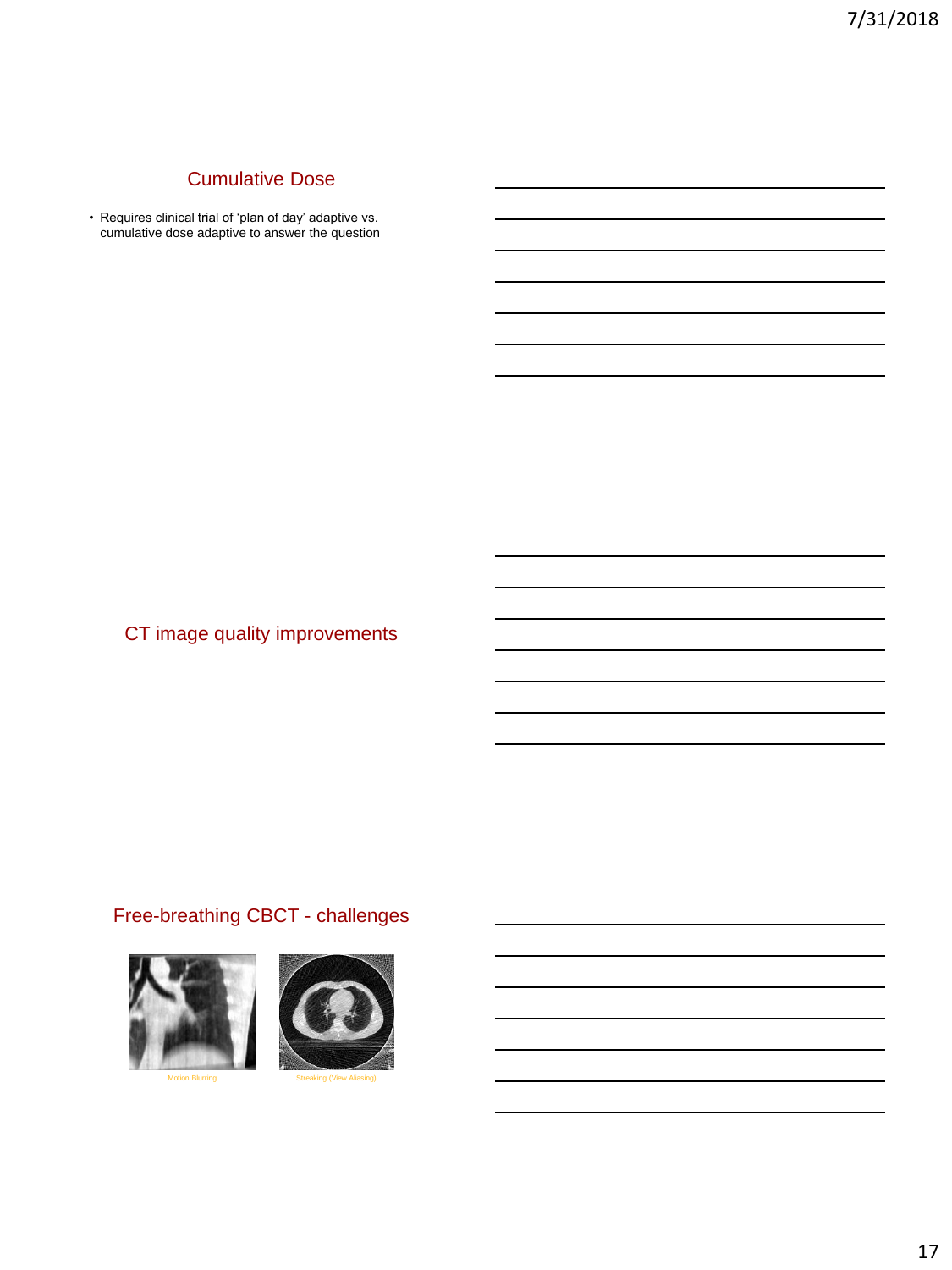## Cumulative Dose

- Requires clinical trial of 'plan of day' adaptive vs. cumulative dose adaptive to answer the question

## CT image quality improvements

## Free-breathing CBCT - challenges

Motion Blurring

Streaking (View Aliasing)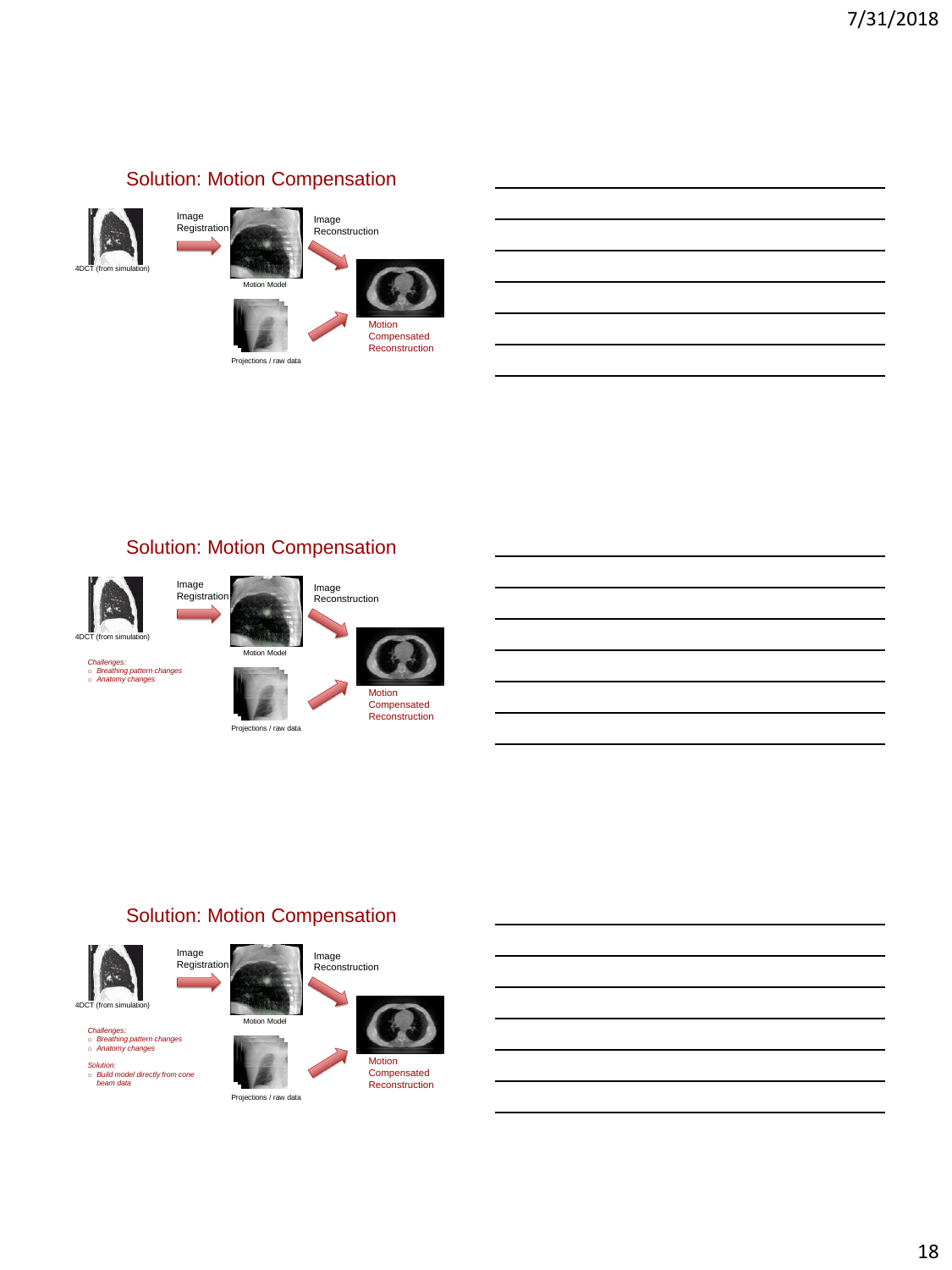## Solution: Motion Compensation

4DCT (from simulation)

Image Registration

Motion Model

Image Reconstruction

Projections / raw data

Motion Compensated Reconstruction

## Solution: Motion Compensation

4DCT (from simulation)

Image Registration

Motion Model

Image Reconstruction

Projections / raw data

Motion Compensated Reconstruction

*Challenges:*

- *Breathing pattern changes*
- *Anatomy changes*

## Solution: Motion Compensation

4DCT (from simulation)

Image Registration

Motion Model

Image Reconstruction

Projections / raw data

Motion Compensated Reconstruction

*Challenges:*

- *Breathing pattern changes*
- *Anatomy changes*

*Solution:*

- *Build model directly from cone beam data*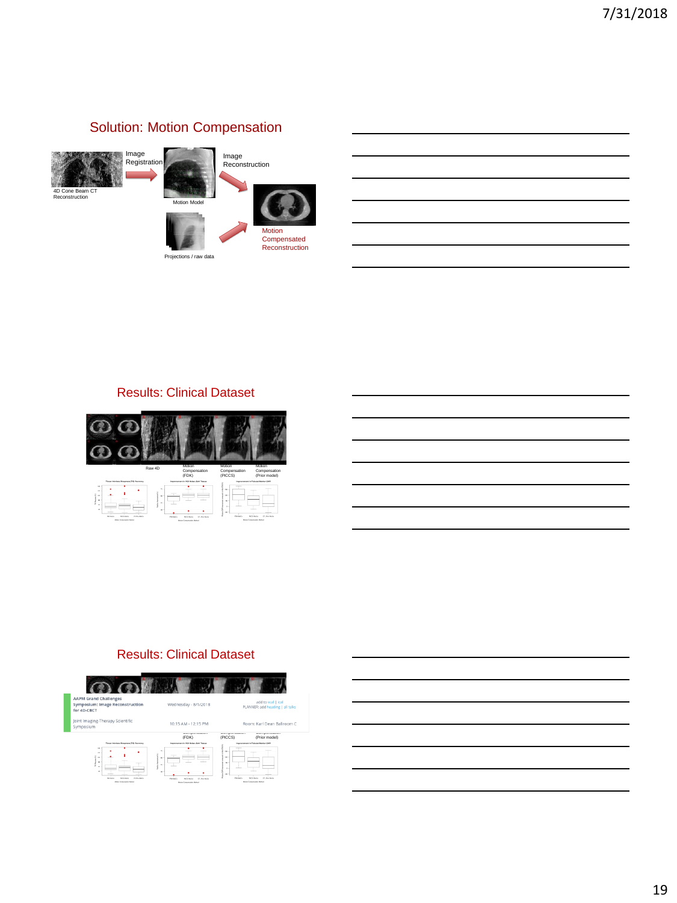## Solution: Motion Compensation

4D Cone Beam CT Reconstruction

Image Registration

Motion Model

Image Reconstruction

Projections / raw data

Motion Compensated Reconstruction

## Results: Clinical Dataset

Raw 4D

Motion Compensation (FDK)

Motion Compensation (PICCS)

Motion Compensation (Prior model)

## Results: Clinical Dataset

AAPM Grand Challenges Symposium: Image Reconstruction for 4D-CBCT

Wednesday - 8/1/2018

add to ical | ical
PLANNER: add heading | all talks

Joint Imaging Therapy Scientific Symposium

10:15 AM - 12:15 PM

Room: Karl Dean Ballroom C

(FDK)

(PICCS)

(Prior model)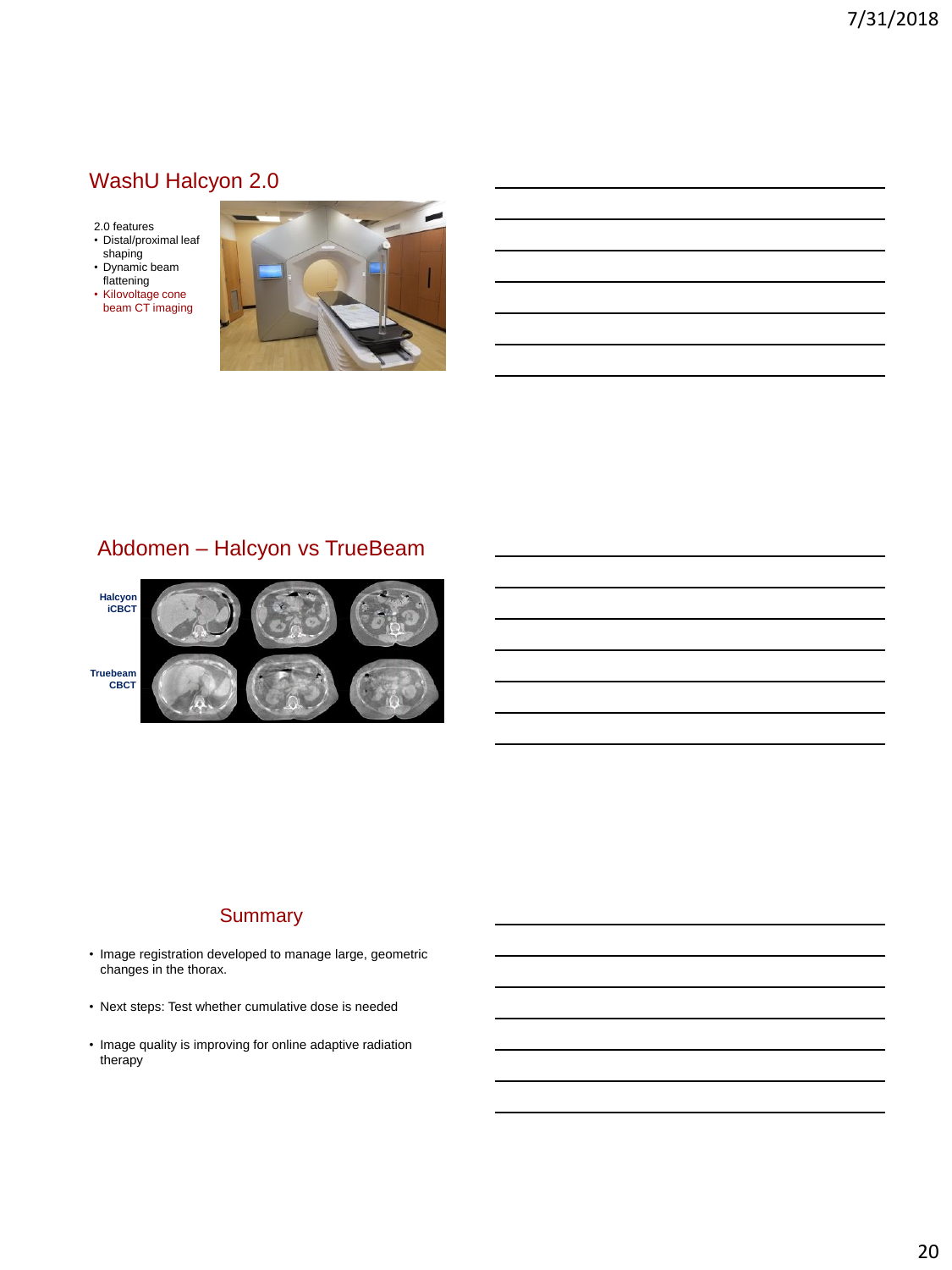## WashU Halcyon 2.0

2.0 features

- Distal/proximal leaf shaping
- Dynamic beam flattening
- Kilovoltage cone beam CT imaging

## Abdomen – Halcyon vs TrueBeam

**Halcyon iCBCT**

**Truebeam CBCT**

## Summary

- Image registration developed to manage large, geometric changes in the thorax.
- Next steps: Test whether cumulative dose is needed
- Image quality is improving for online adaptive radiation therapy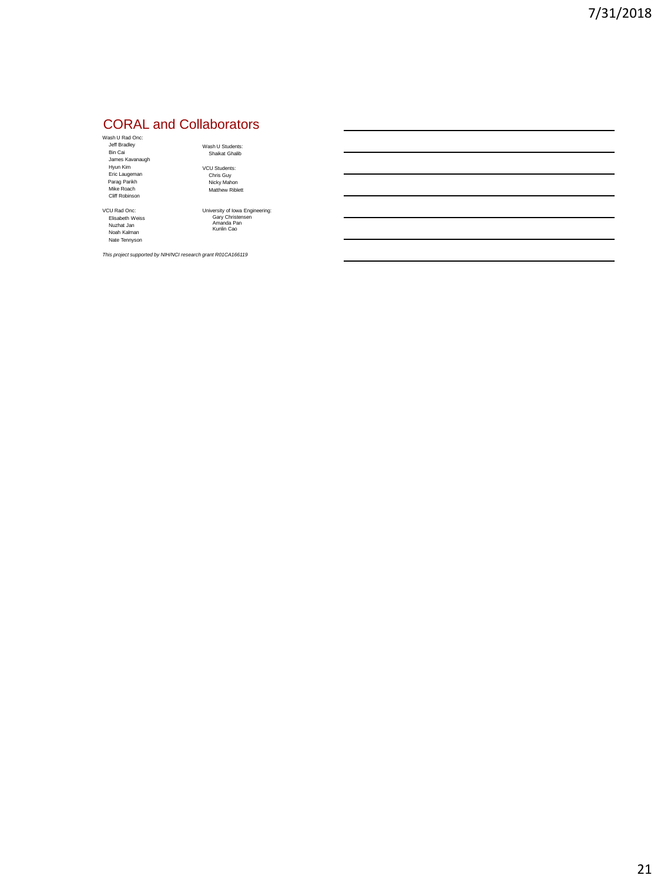## CORAL and Collaborators

Wash U Rad Onc:
- Jeff Bradley
- Bin Cai
- James Kavanaugh
- Hyun Kim
- Eric Laugeman
- Parag Parikh
- Mike Roach
- Cliff Robinson

VCU Rad Onc:
- Elisabeth Weiss
- Nuzhat Jan
- Noah Kalman
- Nate Tennyson

Wash U Students:
- Shaikat Ghalib

VCU Students:
- Chris Guy
- Nicky Mahon
- Matthew Riblett

University of Iowa Engineering:
- Gary Christensen
- Amanda Pan
- Kunlin Cao

*This project supported by NIH/NCI research grant R01CA166119*